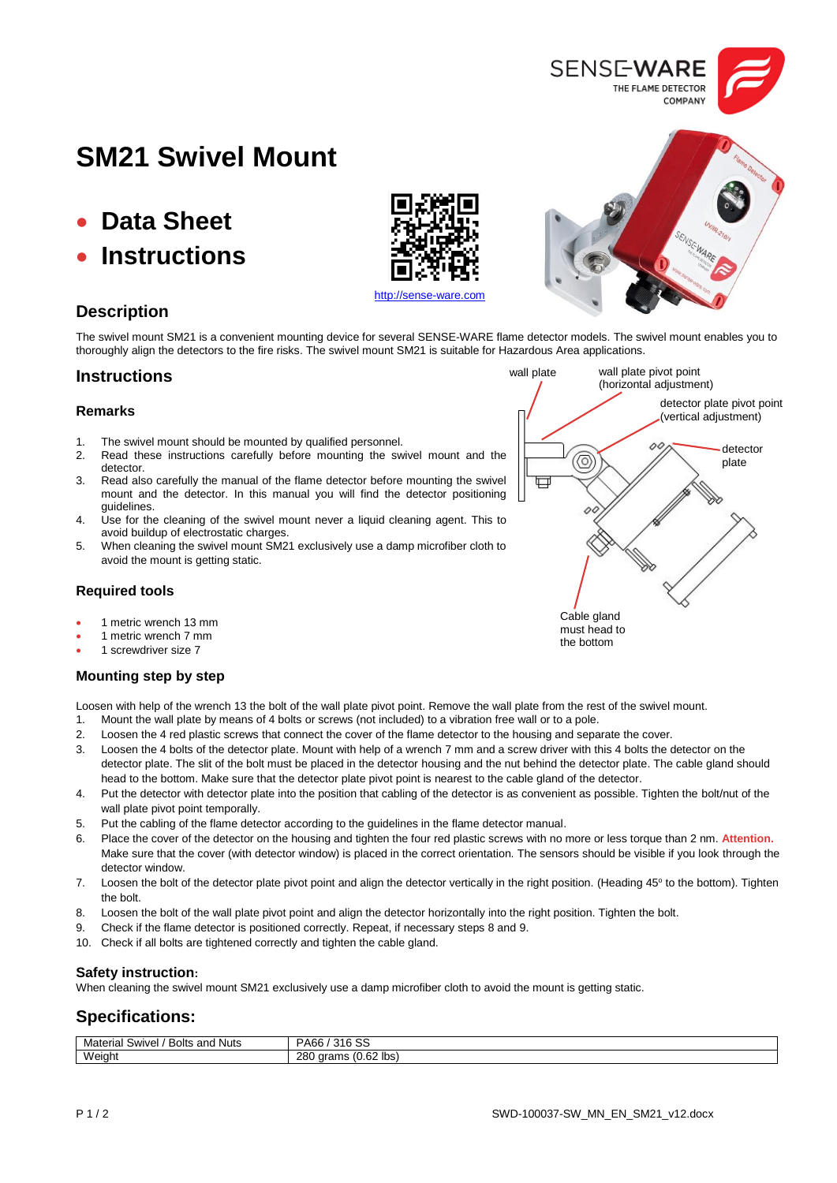# SM21 Swivel Mount

- **Data Sheet**
- **Instructions**

http://sense-ware.com

## Description

The swivel mount SM21 is a convenient mounting device for several SENSE-WARE flame detector models. The swivel mount enables you to thoroughly align the detectors to the fire risks. The swivel mount SM21 is suitable for Hazardous Area applications.

## Instructions

### Remarks

1. The swivel mount should be mounted by qualified personnel.
2. Read these instructions carefully before mounting the swivel mount and the detector.
3. Read also carefully the manual of the flame detector before mounting the swivel mount and the detector. In this manual you will find the detector positioning guidelines.
4. Use for the cleaning of the swivel mount never a liquid cleaning agent. This to avoid buildup of electrostatic charges.
5. When cleaning the swivel mount SM21 exclusively use a damp microfiber cloth to avoid the mount is getting static.

wall plate

wall plate pivot point (horizontal adjustment)

detector plate pivot point (vertical adjustment)

detector plate

Cable gland must head to the bottom

### Required tools

- 1 metric wrench 13 mm
- 1 metric wrench 7 mm
- 1 screwdriver size 7

### Mounting step by step

Loosen with help of the wrench 13 the bolt of the wall plate pivot point. Remove the wall plate from the rest of the swivel mount.

1. Mount the wall plate by means of 4 bolts or screws (not included) to a vibration free wall or to a pole.
2. Loosen the 4 red plastic screws that connect the cover of the flame detector to the housing and separate the cover.
3. Loosen the 4 bolts of the detector plate. Mount with help of a wrench 7 mm and a screw driver with this 4 bolts the detector on the detector plate. The slit of the bolt must be placed in the detector housing and the nut behind the detector plate. The cable gland should head to the bottom. Make sure that the detector plate pivot point is nearest to the cable gland of the detector.
4. Put the detector with detector plate into the position that cabling of the detector is as convenient as possible. Tighten the bolt/nut of the wall plate pivot point temporally.
5. Put the cabling of the flame detector according to the guidelines in the flame detector manual.
6. Place the cover of the detector on the housing and tighten the four red plastic screws with no more or less torque than 2 nm. **Attention.** Make sure that the cover (with detector window) is placed in the correct orientation. The sensors should be visible if you look through the detector window.
7. Loosen the bolt of the detector plate pivot point and align the detector vertically in the right position. (Heading 45º to the bottom). Tighten the bolt.
8. Loosen the bolt of the wall plate pivot point and align the detector horizontally into the right position. Tighten the bolt.
9. Check if the flame detector is positioned correctly. Repeat, if necessary steps 8 and 9.
10. Check if all bolts are tightened correctly and tighten the cable gland.

### Safety instruction:

When cleaning the swivel mount SM21 exclusively use a damp microfiber cloth to avoid the mount is getting static.

## Specifications:

| Material Swivel / Bolts and Nuts | PA66 / 316 SS |
|---|---|
| Weight | 280 grams (0.62 lbs) |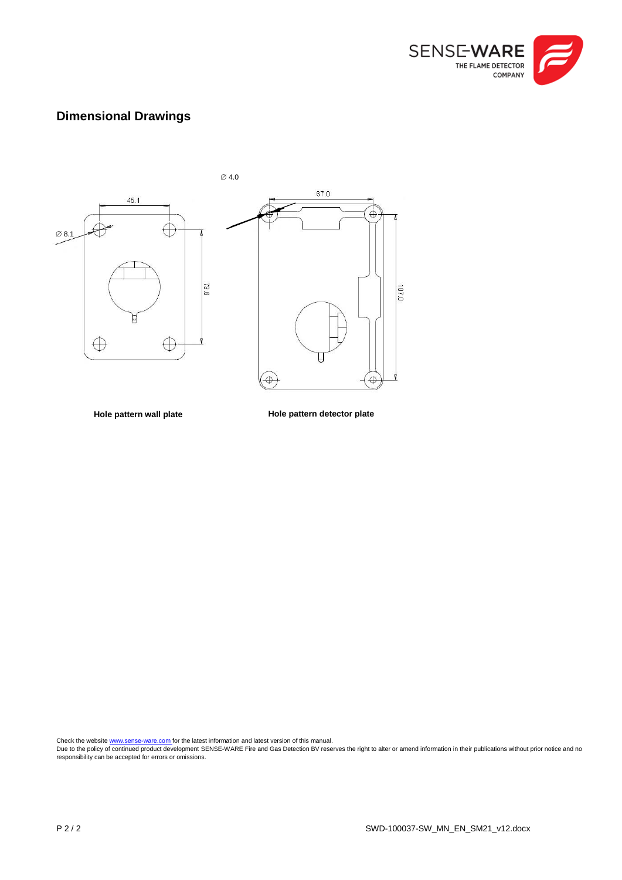## Dimensional Drawings

∅ 4.0

45.1

87.0

∅ 8.1

73.8

107.0

**Hole pattern wall plate**

**Hole pattern detector plate**

Check the website www.sense-ware.com for the latest information and latest version of this manual.
Due to the policy of continued product development SENSE-WARE Fire and Gas Detection BV reserves the right to alter or amend information in their publications without prior notice and no responsibility can be accepted for errors or omissions.